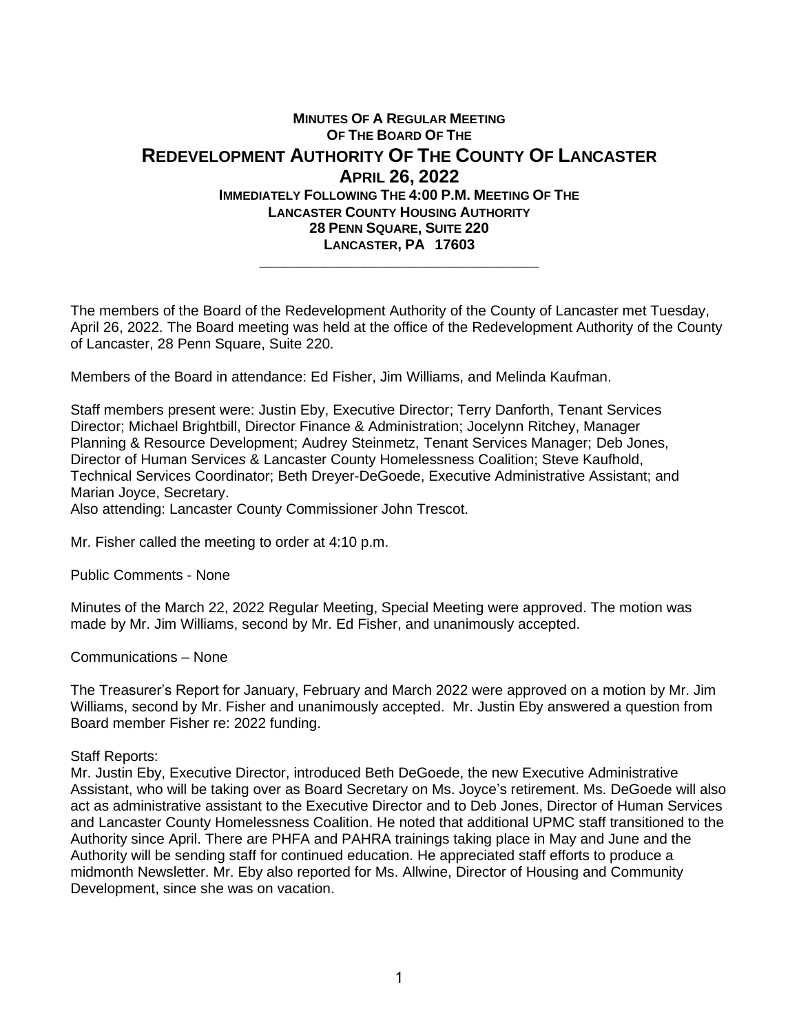# Minutes Of A Regular Meeting Of The Board Of The

# Redevelopment Authority Of The County Of Lancaster

## April 26, 2022

**Immediately Following The 4:00 P.M. Meeting Of The Lancaster County Housing Authority**
**28 Penn Square, Suite 220**
**Lancaster, PA 17603**

---

The members of the Board of the Redevelopment Authority of the County of Lancaster met Tuesday, April 26, 2022. The Board meeting was held at the office of the Redevelopment Authority of the County of Lancaster, 28 Penn Square, Suite 220.

Members of the Board in attendance: Ed Fisher, Jim Williams, and Melinda Kaufman.

Staff members present were: Justin Eby, Executive Director; Terry Danforth, Tenant Services Director; Michael Brightbill, Director Finance & Administration; Jocelynn Ritchey, Manager Planning & Resource Development; Audrey Steinmetz, Tenant Services Manager; Deb Jones, Director of Human Services & Lancaster County Homelessness Coalition; Steve Kaufhold, Technical Services Coordinator; Beth Dreyer-DeGoede, Executive Administrative Assistant; and Marian Joyce, Secretary.
Also attending: Lancaster County Commissioner John Trescot.

Mr. Fisher called the meeting to order at 4:10 p.m.

Public Comments - None

Minutes of the March 22, 2022 Regular Meeting, Special Meeting were approved. The motion was made by Mr. Jim Williams, second by Mr. Ed Fisher, and unanimously accepted.

Communications – None

The Treasurer's Report for January, February and March 2022 were approved on a motion by Mr. Jim Williams, second by Mr. Fisher and unanimously accepted. Mr. Justin Eby answered a question from Board member Fisher re: 2022 funding.

Staff Reports:
Mr. Justin Eby, Executive Director, introduced Beth DeGoede, the new Executive Administrative Assistant, who will be taking over as Board Secretary on Ms. Joyce's retirement. Ms. DeGoede will also act as administrative assistant to the Executive Director and to Deb Jones, Director of Human Services and Lancaster County Homelessness Coalition. He noted that additional UPMC staff transitioned to the Authority since April. There are PHFA and PAHRA trainings taking place in May and June and the Authority will be sending staff for continued education. He appreciated staff efforts to produce a midmonth Newsletter. Mr. Eby also reported for Ms. Allwine, Director of Housing and Community Development, since she was on vacation.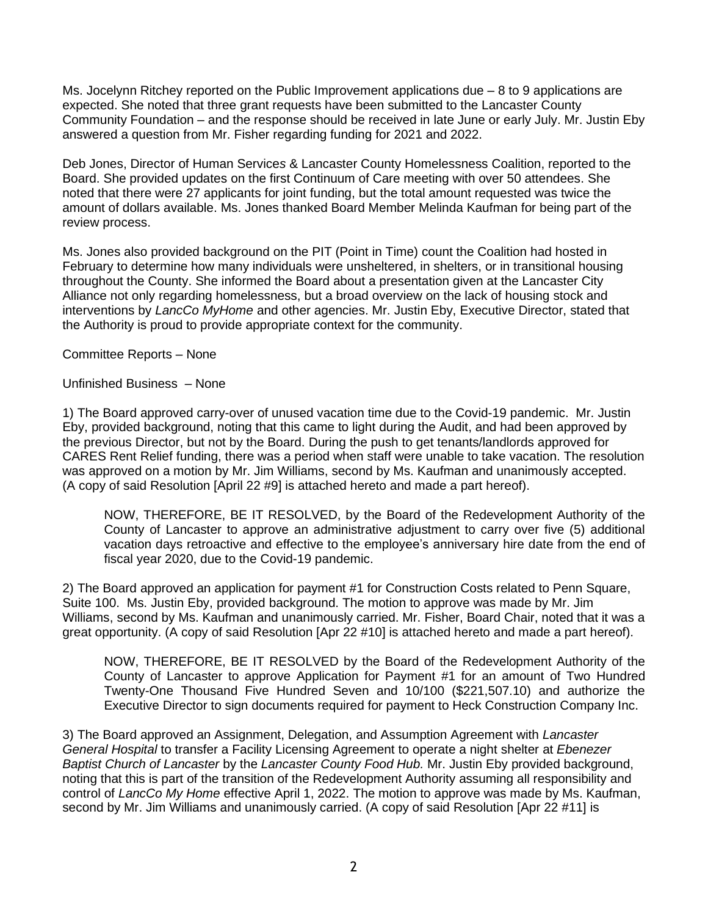Ms. Jocelynn Ritchey reported on the Public Improvement applications due – 8 to 9 applications are expected. She noted that three grant requests have been submitted to the Lancaster County Community Foundation – and the response should be received in late June or early July. Mr. Justin Eby answered a question from Mr. Fisher regarding funding for 2021 and 2022.

Deb Jones, Director of Human Services & Lancaster County Homelessness Coalition, reported to the Board. She provided updates on the first Continuum of Care meeting with over 50 attendees. She noted that there were 27 applicants for joint funding, but the total amount requested was twice the amount of dollars available. Ms. Jones thanked Board Member Melinda Kaufman for being part of the review process.

Ms. Jones also provided background on the PIT (Point in Time) count the Coalition had hosted in February to determine how many individuals were unsheltered, in shelters, or in transitional housing throughout the County. She informed the Board about a presentation given at the Lancaster City Alliance not only regarding homelessness, but a broad overview on the lack of housing stock and interventions by *LancCo MyHome* and other agencies. Mr. Justin Eby, Executive Director, stated that the Authority is proud to provide appropriate context for the community.

Committee Reports – None

Unfinished Business – None

1) The Board approved carry-over of unused vacation time due to the Covid-19 pandemic. Mr. Justin Eby, provided background, noting that this came to light during the Audit, and had been approved by the previous Director, but not by the Board. During the push to get tenants/landlords approved for CARES Rent Relief funding, there was a period when staff were unable to take vacation. The resolution was approved on a motion by Mr. Jim Williams, second by Ms. Kaufman and unanimously accepted. (A copy of said Resolution [April 22 #9] is attached hereto and made a part hereof).

> NOW, THEREFORE, BE IT RESOLVED, by the Board of the Redevelopment Authority of the County of Lancaster to approve an administrative adjustment to carry over five (5) additional vacation days retroactive and effective to the employee's anniversary hire date from the end of fiscal year 2020, due to the Covid-19 pandemic.

2) The Board approved an application for payment #1 for Construction Costs related to Penn Square, Suite 100. Ms. Justin Eby, provided background. The motion to approve was made by Mr. Jim Williams, second by Ms. Kaufman and unanimously carried. Mr. Fisher, Board Chair, noted that it was a great opportunity. (A copy of said Resolution [Apr 22 #10] is attached hereto and made a part hereof).

> NOW, THEREFORE, BE IT RESOLVED by the Board of the Redevelopment Authority of the County of Lancaster to approve Application for Payment #1 for an amount of Two Hundred Twenty-One Thousand Five Hundred Seven and 10/100 ($221,507.10) and authorize the Executive Director to sign documents required for payment to Heck Construction Company Inc.

3) The Board approved an Assignment, Delegation, and Assumption Agreement with *Lancaster General Hospital* to transfer a Facility Licensing Agreement to operate a night shelter at *Ebenezer Baptist Church of Lancaster* by the *Lancaster County Food Hub.* Mr. Justin Eby provided background, noting that this is part of the transition of the Redevelopment Authority assuming all responsibility and control of *LancCo My Home* effective April 1, 2022. The motion to approve was made by Ms. Kaufman, second by Mr. Jim Williams and unanimously carried. (A copy of said Resolution [Apr 22 #11] is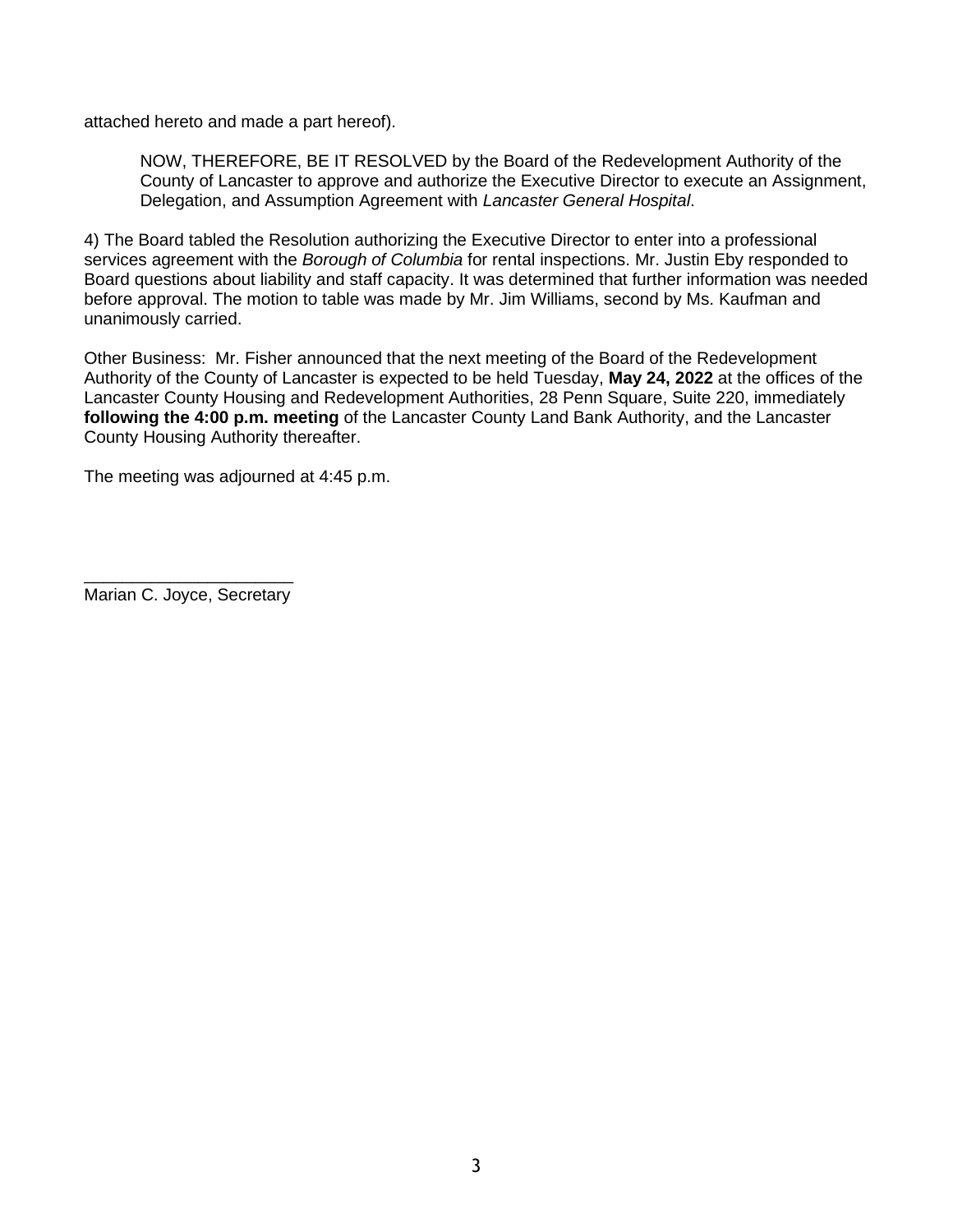attached hereto and made a part hereof).

> NOW, THEREFORE, BE IT RESOLVED by the Board of the Redevelopment Authority of the County of Lancaster to approve and authorize the Executive Director to execute an Assignment, Delegation, and Assumption Agreement with *Lancaster General Hospital*.

4) The Board tabled the Resolution authorizing the Executive Director to enter into a professional services agreement with the *Borough of Columbia* for rental inspections. Mr. Justin Eby responded to Board questions about liability and staff capacity. It was determined that further information was needed before approval. The motion to table was made by Mr. Jim Williams, second by Ms. Kaufman and unanimously carried.

Other Business: Mr. Fisher announced that the next meeting of the Board of the Redevelopment Authority of the County of Lancaster is expected to be held Tuesday, **May 24, 2022** at the offices of the Lancaster County Housing and Redevelopment Authorities, 28 Penn Square, Suite 220, immediately **following the 4:00 p.m. meeting** of the Lancaster County Land Bank Authority, and the Lancaster County Housing Authority thereafter.

The meeting was adjourned at 4:45 p.m.

______________________
Marian C. Joyce, Secretary